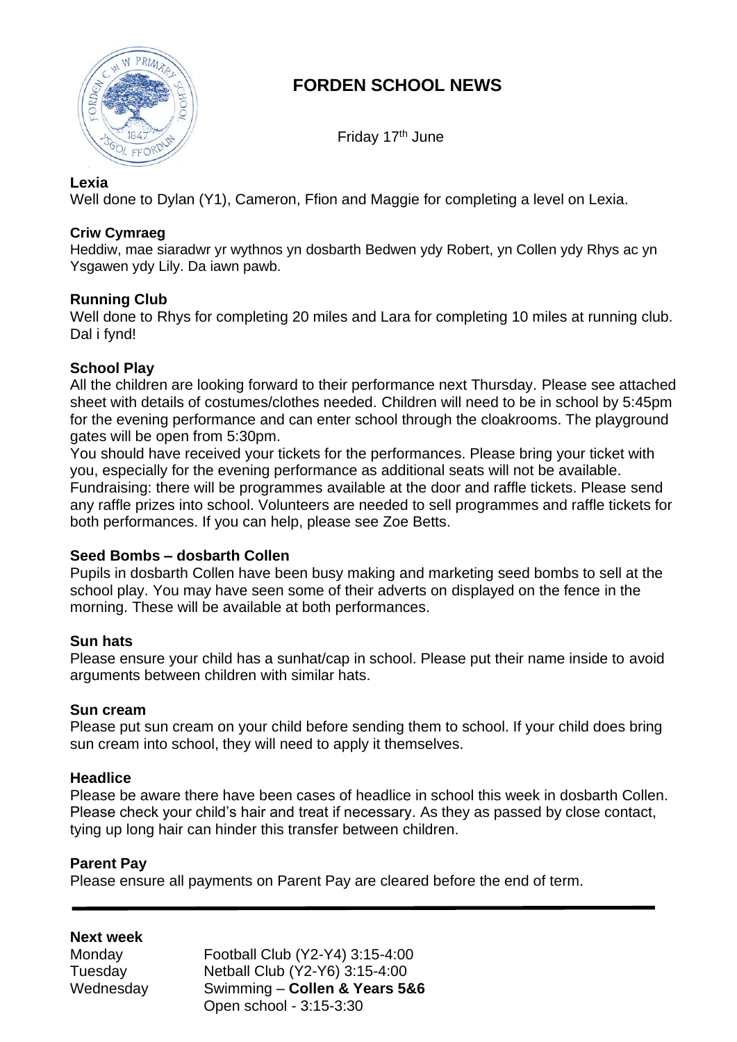# FORDEN SCHOOL NEWS

Friday 17th June

### Lexia

Well done to Dylan (Y1), Cameron, Ffion and Maggie for completing a level on Lexia.

### Criw Cymraeg

Heddiw, mae siaradwr yr wythnos yn dosbarth Bedwen ydy Robert, yn Collen ydy Rhys ac yn Ysgawen ydy Lily. Da iawn pawb.

### Running Club

Well done to Rhys for completing 20 miles and Lara for completing 10 miles at running club. Dal i fynd!

### School Play

All the children are looking forward to their performance next Thursday. Please see attached sheet with details of costumes/clothes needed. Children will need to be in school by 5:45pm for the evening performance and can enter school through the cloakrooms. The playground gates will be open from 5:30pm.

You should have received your tickets for the performances. Please bring your ticket with you, especially for the evening performance as additional seats will not be available.

Fundraising: there will be programmes available at the door and raffle tickets. Please send any raffle prizes into school. Volunteers are needed to sell programmes and raffle tickets for both performances. If you can help, please see Zoe Betts.

### Seed Bombs – dosbarth Collen

Pupils in dosbarth Collen have been busy making and marketing seed bombs to sell at the school play. You may have seen some of their adverts on displayed on the fence in the morning. These will be available at both performances.

### Sun hats

Please ensure your child has a sunhat/cap in school. Please put their name inside to avoid arguments between children with similar hats.

### Sun cream

Please put sun cream on your child before sending them to school. If your child does bring sun cream into school, they will need to apply it themselves.

### Headlice

Please be aware there have been cases of headlice in school this week in dosbarth Collen. Please check your child's hair and treat if necessary. As they as passed by close contact, tying up long hair can hinder this transfer between children.

### Parent Pay

Please ensure all payments on Parent Pay are cleared before the end of term.

---

### Next week

| | |
|---|---|
| Monday | Football Club (Y2-Y4) 3:15-4:00 |
| Tuesday | Netball Club (Y2-Y6) 3:15-4:00 |
| Wednesday | Swimming – **Collen & Years 5&6** |
| | Open school - 3:15-3:30 |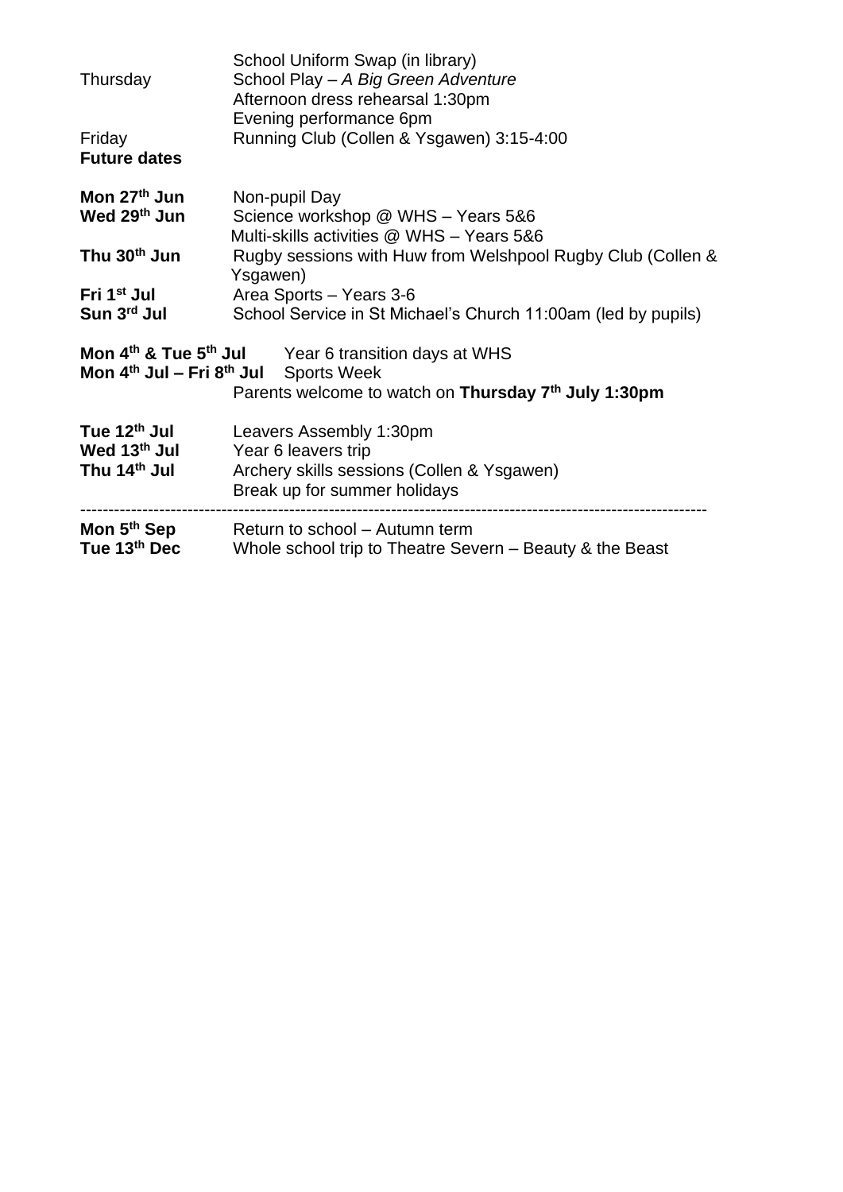| | |
|---|---|
| Thursday | School Uniform Swap (in library)<br>School Play – *A Big Green Adventure*<br>Afternoon dress rehearsal 1:30pm<br>Evening performance 6pm |
| Friday | Running Club (Collen & Ysgawen) 3:15-4:00 |

**Future dates**

| | |
|---|---|
| **Mon 27th Jun** | Non-pupil Day |
| **Wed 29th Jun** | Science workshop @ WHS – Years 5&6<br>Multi-skills activities @ WHS – Years 5&6 |
| **Thu 30th Jun** | Rugby sessions with Huw from Welshpool Rugby Club (Collen & Ysgawen) |
| **Fri 1st Jul** | Area Sports – Years 3-6 |
| **Sun 3rd Jul** | School Service in St Michael's Church 11:00am (led by pupils) |
| **Mon 4th & Tue 5th Jul** | Year 6 transition days at WHS |
| **Mon 4th Jul – Fri 8th Jul** | Sports Week<br>Parents welcome to watch on **Thursday 7th July 1:30pm** |
| **Tue 12th Jul** | Leavers Assembly 1:30pm |
| **Wed 13th Jul** | Year 6 leavers trip |
| **Thu 14th Jul** | Archery skills sessions (Collen & Ysgawen)<br>Break up for summer holidays |

---

| | |
|---|---|
| **Mon 5th Sep** | Return to school – Autumn term |
| **Tue 13th Dec** | Whole school trip to Theatre Severn – Beauty & the Beast |